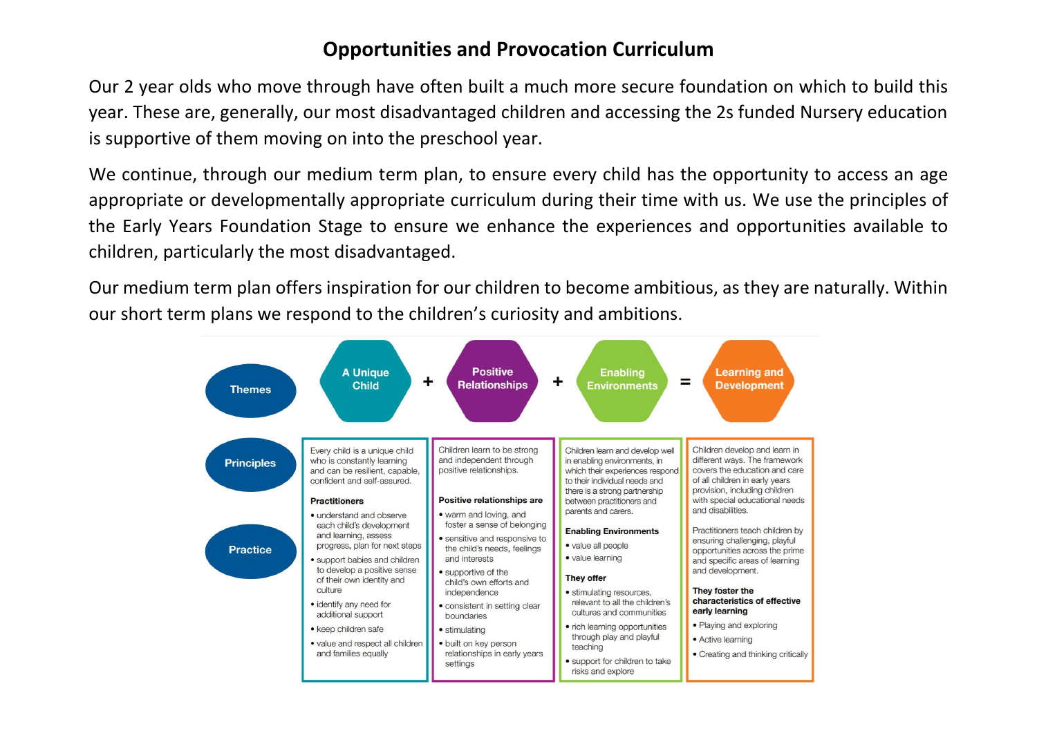# Opportunities and Provocation Curriculum

Our 2 year olds who move through have often built a much more secure foundation on which to build this year. These are, generally, our most disadvantaged children and accessing the 2s funded Nursery education is supportive of them moving on into the preschool year.

We continue, through our medium term plan, to ensure every child has the opportunity to access an age appropriate or developmentally appropriate curriculum during their time with us. We use the principles of the Early Years Foundation Stage to ensure we enhance the experiences and opportunities available to children, particularly the most disadvantaged.

Our medium term plan offers inspiration for our children to become ambitious, as they are naturally. Within our short term plans we respond to the children's curiosity and ambitions.

| Themes | A Unique Child | + | Positive Relationships | + | Enabling Environments | = | Learning and Development |
|---|---|---|---|---|---|---|---|
| Principles / Practice | Every child is a unique child who is constantly learning and can be resilient, capable, confident and self-assured.<br><br>**Practitioners**<br>• understand and observe each child's development and learning, assess progress, plan for next steps<br>• support babies and children to develop a positive sense of their own identity and culture<br>• identify any need for additional support<br>• keep children safe<br>• value and respect all children and families equally | | Children learn to be strong and independent through positive relationships.<br><br>**Positive relationships are**<br>• warm and loving, and foster a sense of belonging<br>• sensitive and responsive to the child's needs, feelings and interests<br>• supportive of the child's own efforts and independence<br>• consistent in setting clear boundaries<br>• stimulating<br>• built on key person relationships in early years settings | | Children learn and develop well in enabling environments, in which their experiences respond to their individual needs and there is a strong partnership between practitioners and parents and carers.<br><br>**Enabling Environments**<br>• value all people<br>• value learning<br><br>**They offer**<br>• stimulating resources, relevant to all the children's cultures and communities<br>• rich learning opportunities through play and playful teaching<br>• support for children to take risks and explore | | Children develop and learn in different ways. The framework covers the education and care of all children in early years provision, including children with special educational needs and disabilities.<br><br>Practitioners teach children by ensuring challenging, playful opportunities across the prime and specific areas of learning and development.<br><br>**They foster the characteristics of effective early learning**<br>• Playing and exploring<br>• Active learning<br>• Creating and thinking critically |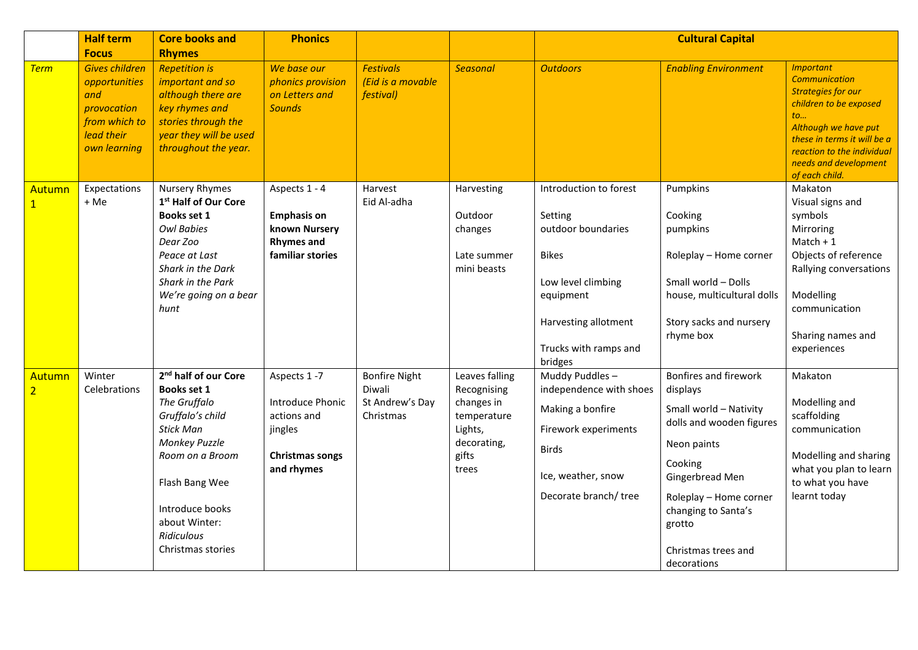| | Half term Focus | Core books and Rhymes | Phonics | | | Cultural Capital | | |
|---|---|---|---|---|---|---|---|---|
| *Term* | *Gives children opportunities and provocation from which to lead their own learning* | *Repetition is important and so although there are key rhymes and stories through the year they will be used throughout the year.* | *We base our phonics provision on Letters and Sounds* | *Festivals (Eid is a movable festival)* | *Seasonal* | *Outdoors* | *Enabling Environment* | *Important Communication Strategies for our children to be exposed to… Although we have put these in terms it will be a reaction to the individual needs and development of each child.* |
| Autumn 1 | Expectations + Me | Nursery Rhymes<br>**1st Half of Our Core Books set 1**<br>*Owl Babies*<br>*Dear Zoo*<br>*Peace at Last*<br>*Shark in the Dark*<br>*Shark in the Park*<br>*We're going on a bear hunt* | Aspects 1 - 4<br><br>**Emphasis on known Nursery Rhymes and familiar stories** | Harvest<br>Eid Al-adha | Harvesting<br><br>Outdoor changes<br><br>Late summer mini beasts | Introduction to forest<br><br>Setting outdoor boundaries<br><br>Bikes<br><br>Low level climbing equipment<br><br>Harvesting allotment<br><br>Trucks with ramps and bridges | Pumpkins<br><br>Cooking pumpkins<br><br>Roleplay – Home corner<br><br>Small world – Dolls house, multicultural dolls<br><br>Story sacks and nursery rhyme box | Makaton<br>Visual signs and symbols<br>Mirroring<br>Match + 1<br>Objects of reference<br>Rallying conversations<br><br>Modelling communication<br><br>Sharing names and experiences |
| Autumn 2 | Winter Celebrations | **2nd half of our Core Books set 1**<br>*The Gruffalo*<br>*Gruffalo's child*<br>*Stick Man*<br>*Monkey Puzzle*<br>*Room on a Broom*<br><br>Flash Bang Wee<br><br>Introduce books about Winter:<br>*Ridiculous*<br>Christmas stories | Aspects 1 -7<br><br>Introduce Phonic actions and jingles<br><br>**Christmas songs and rhymes** | Bonfire Night<br>Diwali<br>St Andrew's Day<br>Christmas | Leaves falling<br>Recognising changes in temperature<br>Lights, decorating, gifts<br>trees | Muddy Puddles – independence with shoes<br><br>Making a bonfire<br><br>Firework experiments<br><br>Birds<br><br>Ice, weather, snow<br><br>Decorate branch/ tree | Bonfires and firework displays<br><br>Small world – Nativity dolls and wooden figures<br><br>Neon paints<br><br>Cooking<br>Gingerbread Men<br><br>Roleplay – Home corner changing to Santa's grotto<br><br>Christmas trees and decorations | Makaton<br><br>Modelling and scaffolding communication<br><br>Modelling and sharing what you plan to learn to what you have learnt today |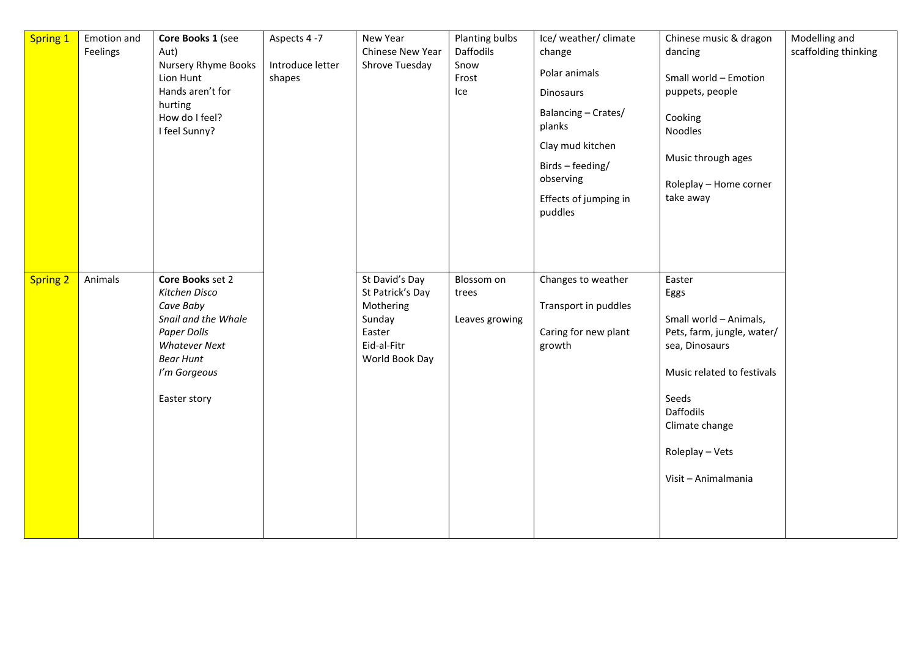| | | | | | | | | |
|---|---|---|---|---|---|---|---|---|
| Spring 1 | Emotion and Feelings | **Core Books 1** (see Aut)<br>Nursery Rhyme Books<br>Lion Hunt<br>Hands aren't for hurting<br>How do I feel?<br>I feel Sunny? | Aspects 4 -7<br><br>Introduce letter shapes | New Year<br>Chinese New Year<br>Shrove Tuesday | Planting bulbs<br>Daffodils<br>Snow<br>Frost<br>Ice | Ice/ weather/ climate change<br><br>Polar animals<br><br>Dinosaurs<br><br>Balancing – Crates/ planks<br><br>Clay mud kitchen<br><br>Birds – feeding/ observing<br><br>Effects of jumping in puddles | Chinese music & dragon dancing<br><br>Small world – Emotion puppets, people<br><br>Cooking<br>Noodles<br><br>Music through ages<br><br>Roleplay – Home corner take away | Modelling and scaffolding thinking |
| Spring 2 | Animals | **Core Books** set 2<br>*Kitchen Disco*<br>*Cave Baby*<br>*Snail and the Whale*<br>*Paper Dolls*<br>*Whatever Next*<br>*Bear Hunt*<br>*I'm Gorgeous*<br><br>Easter story | | St David's Day<br>St Patrick's Day<br>Mothering Sunday<br>Easter<br>Eid-al-Fitr<br>World Book Day | Blossom on trees<br><br>Leaves growing | Changes to weather<br><br>Transport in puddles<br><br>Caring for new plant growth | Easter<br>Eggs<br><br>Small world – Animals, Pets, farm, jungle, water/ sea, Dinosaurs<br><br>Music related to festivals<br><br>Seeds<br>Daffodils<br>Climate change<br><br>Roleplay – Vets<br><br>Visit – Animalmania | |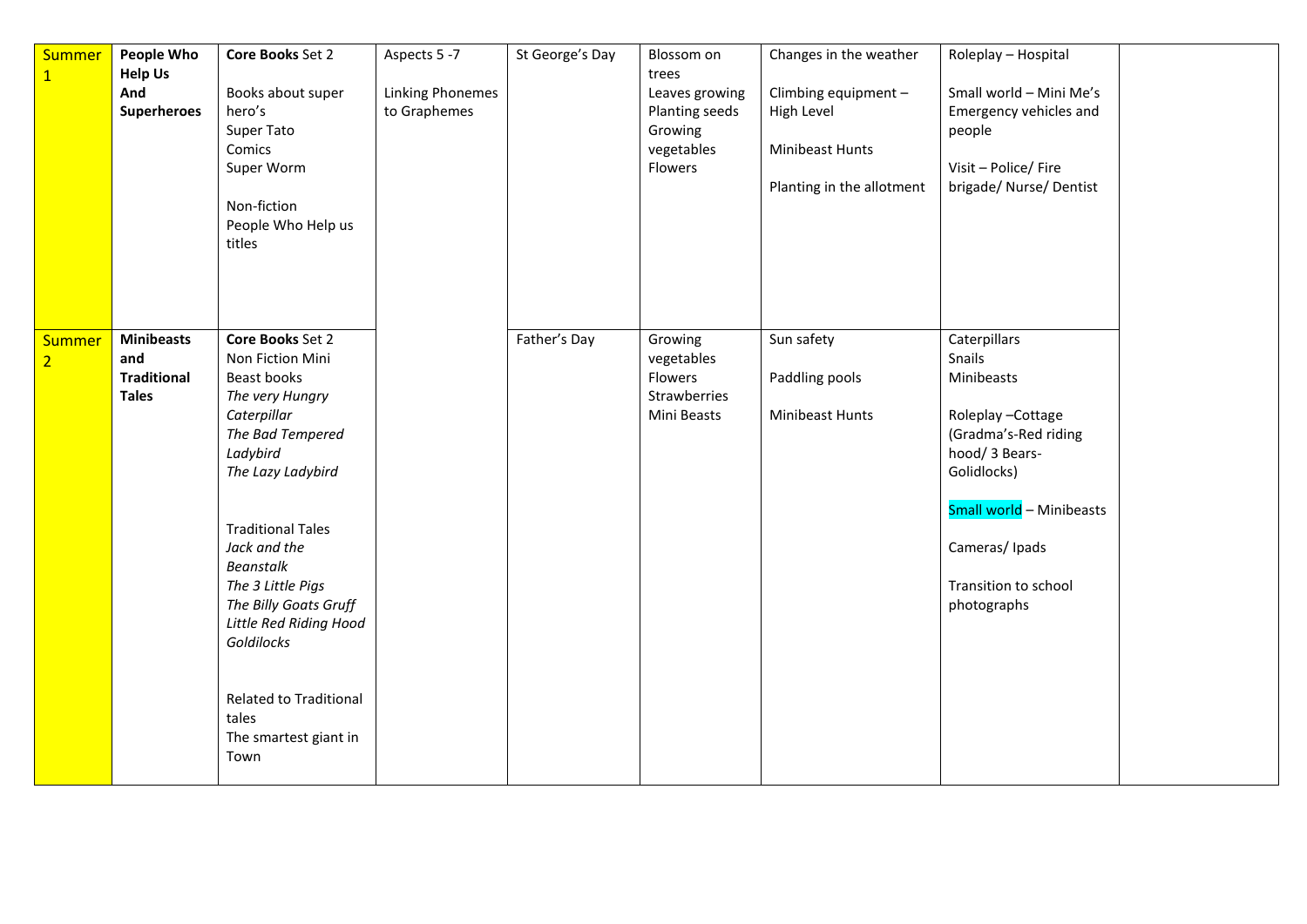| | | | | | | | | |
|---|---|---|---|---|---|---|---|---|
| Summer 1 | **People Who Help Us And Superheroes** | **Core Books** Set 2<br><br>Books about super hero's<br>Super Tato<br>Comics<br>Super Worm<br><br>Non-fiction<br>People Who Help us titles | Aspects 5 -7<br><br>Linking Phonemes to Graphemes | St George's Day | Blossom on trees<br>Leaves growing<br>Planting seeds<br>Growing vegetables<br>Flowers | Changes in the weather<br><br>Climbing equipment – High Level<br><br>Minibeast Hunts<br><br>Planting in the allotment | Roleplay – Hospital<br><br>Small world – Mini Me's Emergency vehicles and people<br><br>Visit – Police/ Fire brigade/ Nurse/ Dentist | |
| Summer 2 | **Minibeasts and Traditional Tales** | **Core Books** Set 2<br>Non Fiction Mini Beast books<br>*The very Hungry Caterpillar*<br>*The Bad Tempered Ladybird*<br>*The Lazy Ladybird*<br><br>Traditional Tales<br>*Jack and the Beanstalk*<br>*The 3 Little Pigs*<br>*The Billy Goats Gruff*<br>*Little Red Riding Hood*<br>*Goldilocks*<br><br>Related to Traditional tales<br>The smartest giant in Town | | Father's Day | Growing vegetables<br>Flowers<br>Strawberries<br>Mini Beasts | Sun safety<br><br>Paddling pools<br><br>Minibeast Hunts | Caterpillars<br>Snails<br>Minibeasts<br><br>Roleplay –Cottage (Gradma's-Red riding hood/ 3 Bears- Golidlocks)<br><br>Small world – Minibeasts<br><br>Cameras/ Ipads<br><br>Transition to school photographs | |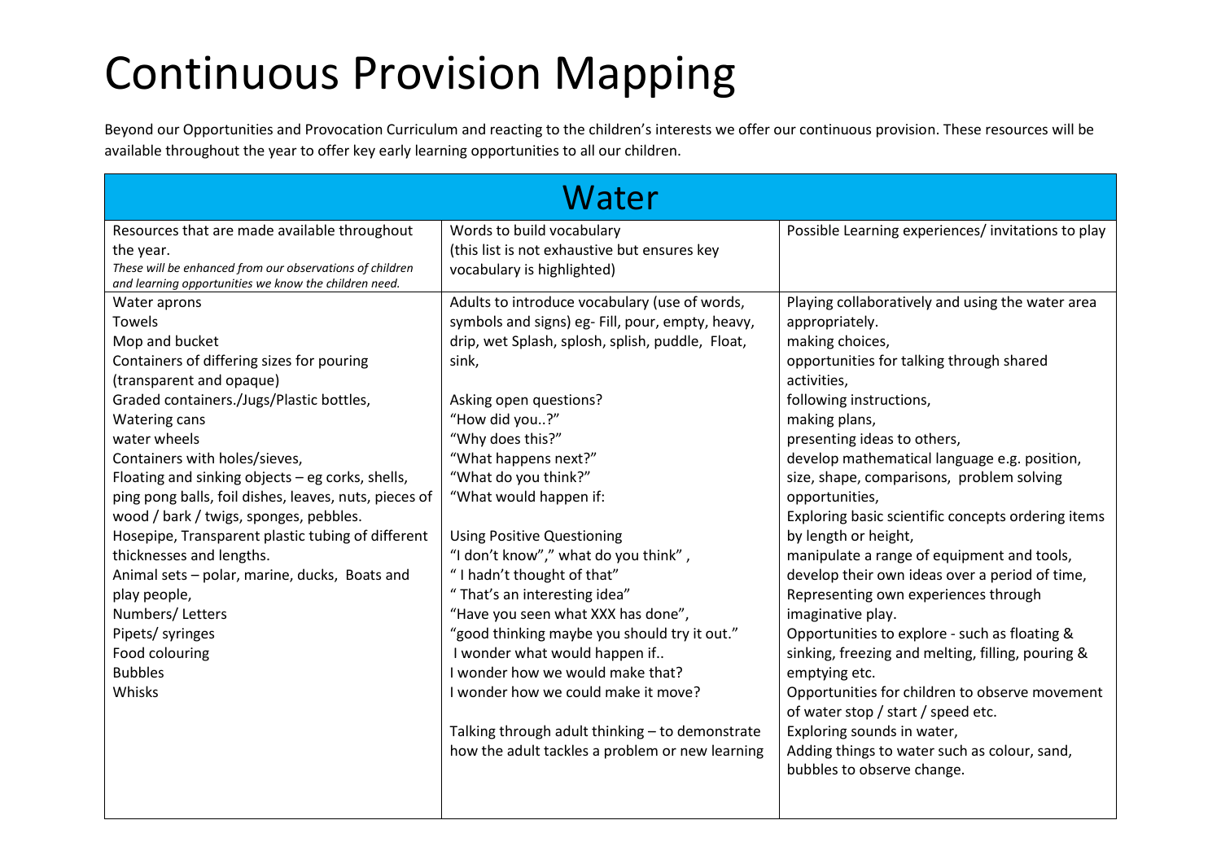# Continuous Provision Mapping

Beyond our Opportunities and Provocation Curriculum and reacting to the children's interests we offer our continuous provision. These resources will be available throughout the year to offer key early learning opportunities to all our children.

| Water | | |
|---|---|---|
| Resources that are made available throughout the year.<br>*These will be enhanced from our observations of children and learning opportunities we know the children need.* | Words to build vocabulary<br>(this list is not exhaustive but ensures key vocabulary is highlighted) | Possible Learning experiences/ invitations to play |
| Water aprons<br>Towels<br>Mop and bucket<br>Containers of differing sizes for pouring (transparent and opaque)<br>Graded containers./Jugs/Plastic bottles,<br>Watering cans<br>water wheels<br>Containers with holes/sieves,<br>Floating and sinking objects – eg corks, shells, ping pong balls, foil dishes, leaves, nuts, pieces of wood / bark / twigs, sponges, pebbles.<br>Hosepipe, Transparent plastic tubing of different thicknesses and lengths.<br>Animal sets – polar, marine, ducks, Boats and play people,<br>Numbers/ Letters<br>Pipets/ syringes<br>Food colouring<br>Bubbles<br>Whisks | Adults to introduce vocabulary (use of words, symbols and signs) eg- Fill, pour, empty, heavy, drip, wet Splash, splosh, splish, puddle, Float, sink,<br><br>Asking open questions?<br>"How did you..?"<br>"Why does this?"<br>"What happens next?"<br>"What do you think?"<br>"What would happen if:<br><br>Using Positive Questioning<br>"I don't know"," what do you think",<br>" I hadn't thought of that"<br>" That's an interesting idea"<br>"Have you seen what XXX has done",<br>"good thinking maybe you should try it out."<br>I wonder what would happen if..<br>I wonder how we would make that?<br>I wonder how we could make it move?<br><br>Talking through adult thinking – to demonstrate how the adult tackles a problem or new learning | Playing collaboratively and using the water area appropriately.<br>making choices,<br>opportunities for talking through shared activities,<br>following instructions,<br>making plans,<br>presenting ideas to others,<br>develop mathematical language e.g. position, size, shape, comparisons, problem solving opportunities,<br>Exploring basic scientific concepts ordering items by length or height,<br>manipulate a range of equipment and tools,<br>develop their own ideas over a period of time,<br>Representing own experiences through imaginative play.<br>Opportunities to explore - such as floating & sinking, freezing and melting, filling, pouring & emptying etc.<br>Opportunities for children to observe movement of water stop / start / speed etc.<br>Exploring sounds in water,<br>Adding things to water such as colour, sand, bubbles to observe change. |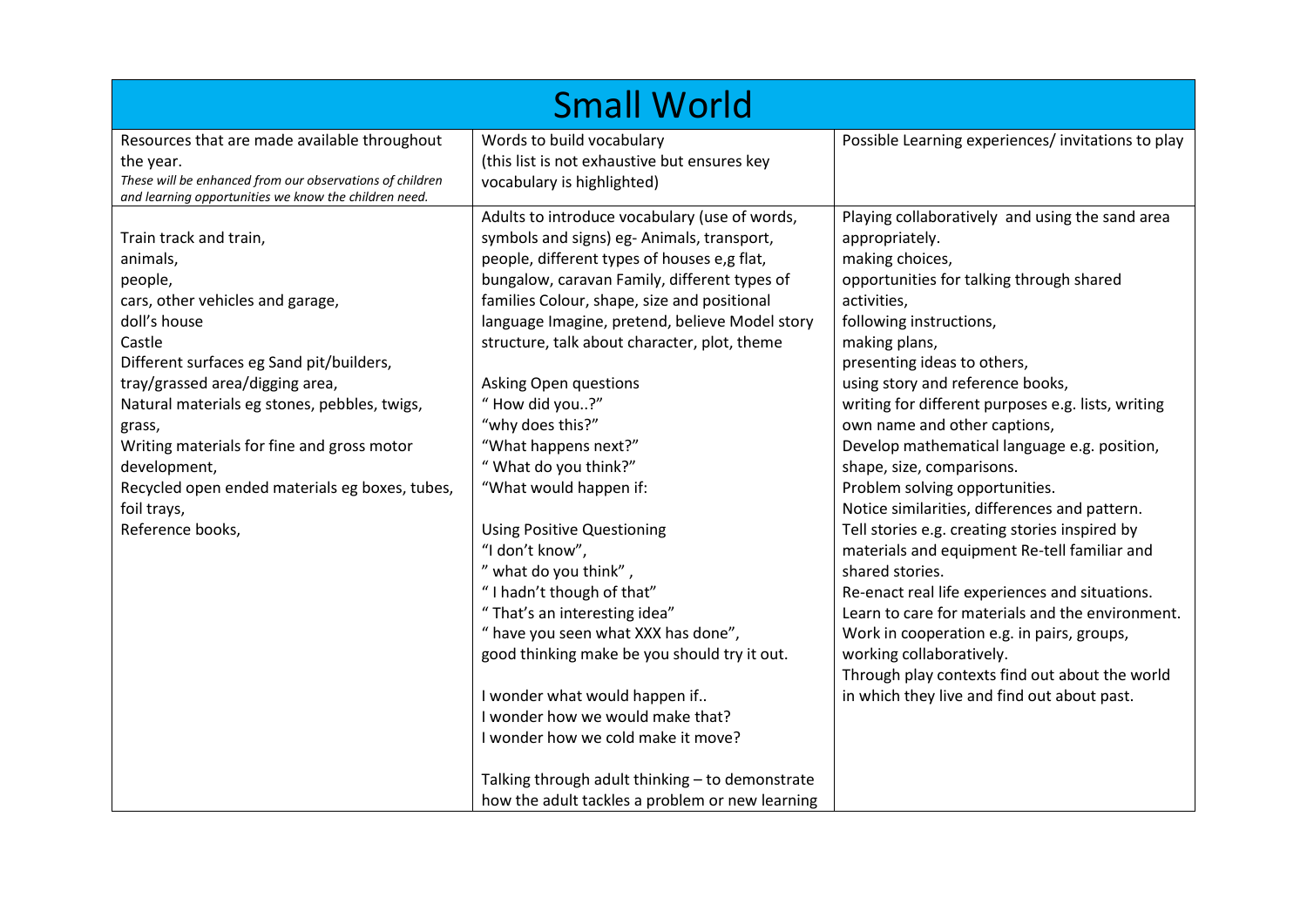# Small World

| Resources that are made available throughout the year. *These will be enhanced from our observations of children and learning opportunities we know the children need.* | Words to build vocabulary (this list is not exhaustive but ensures key vocabulary is highlighted) | Possible Learning experiences/ invitations to play |
|---|---|---|
| Train track and train,<br>animals,<br>people,<br>cars, other vehicles and garage,<br>doll's house<br>Castle<br>Different surfaces eg Sand pit/builders, tray/grassed area/digging area,<br>Natural materials eg stones, pebbles, twigs, grass,<br>Writing materials for fine and gross motor development,<br>Recycled open ended materials eg boxes, tubes, foil trays,<br>Reference books, | Adults to introduce vocabulary (use of words, symbols and signs) eg- Animals, transport, people, different types of houses e,g flat, bungalow, caravan Family, different types of families Colour, shape, size and positional language Imagine, pretend, believe Model story structure, talk about character, plot, theme<br><br>Asking Open questions<br>" How did you..?"<br>"why does this?"<br>"What happens next?"<br>" What do you think?"<br>"What would happen if:<br><br>Using Positive Questioning<br>"I don't know",<br>" what do you think" ,<br>" I hadn't though of that"<br>" That's an interesting idea"<br>" have you seen what XXX has done",<br>good thinking make be you should try it out.<br><br>I wonder what would happen if..<br>I wonder how we would make that?<br>I wonder how we cold make it move?<br><br>Talking through adult thinking – to demonstrate how the adult tackles a problem or new learning | Playing collaboratively and using the sand area appropriately.<br>making choices,<br>opportunities for talking through shared activities,<br>following instructions,<br>making plans,<br>presenting ideas to others,<br>using story and reference books,<br>writing for different purposes e.g. lists, writing own name and other captions,<br>Develop mathematical language e.g. position, shape, size, comparisons.<br>Problem solving opportunities.<br>Notice similarities, differences and pattern.<br>Tell stories e.g. creating stories inspired by materials and equipment Re-tell familiar and shared stories.<br>Re-enact real life experiences and situations.<br>Learn to care for materials and the environment.<br>Work in cooperation e.g. in pairs, groups, working collaboratively.<br>Through play contexts find out about the world in which they live and find out about past. |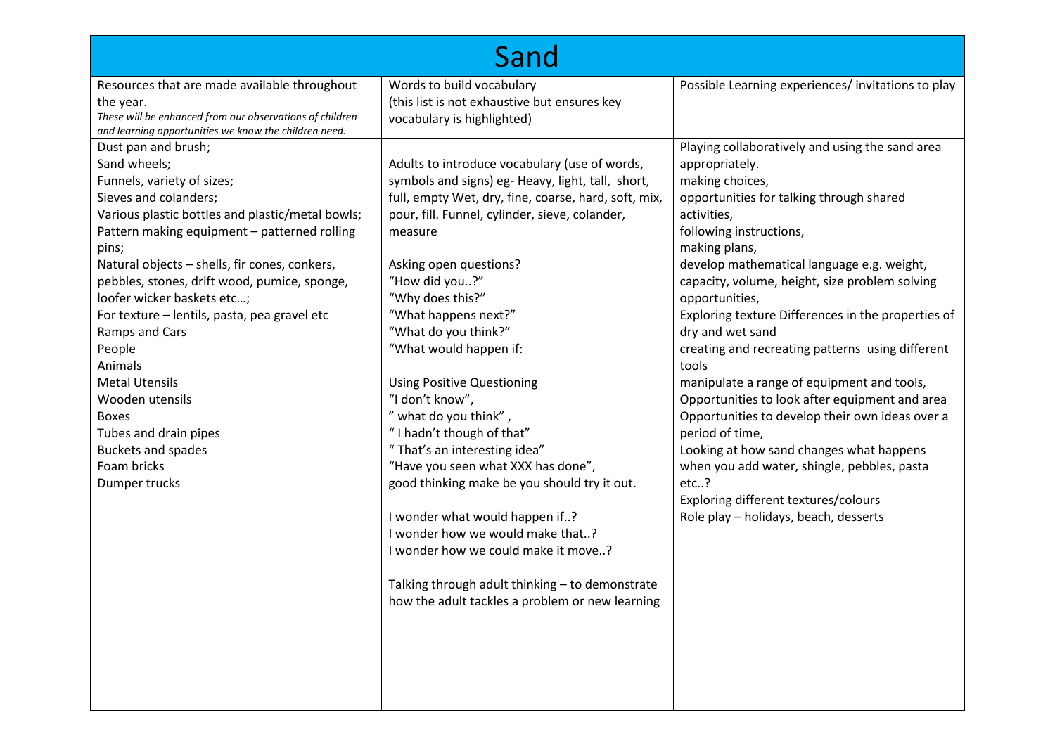# Sand

| Resources that are made available throughout the year.<br>*These will be enhanced from our observations of children and learning opportunities we know the children need.* | Words to build vocabulary<br>(this list is not exhaustive but ensures key vocabulary is highlighted) | Possible Learning experiences/ invitations to play |
| --- | --- | --- |
| Dust pan and brush;<br>Sand wheels;<br>Funnels, variety of sizes;<br>Sieves and colanders;<br>Various plastic bottles and plastic/metal bowls;<br>Pattern making equipment – patterned rolling pins;<br>Natural objects – shells, fir cones, conkers, pebbles, stones, drift wood, pumice, sponge, loofer wicker baskets etc…;<br>For texture – lentils, pasta, pea gravel etc<br>Ramps and Cars<br>People<br>Animals<br>Metal Utensils<br>Wooden utensils<br>Boxes<br>Tubes and drain pipes<br>Buckets and spades<br>Foam bricks<br>Dumper trucks | Adults to introduce vocabulary (use of words, symbols and signs) eg- Heavy, light, tall, short, full, empty Wet, dry, fine, coarse, hard, soft, mix, pour, fill. Funnel, cylinder, sieve, colander, measure<br><br>Asking open questions?<br>"How did you..?"<br>"Why does this?"<br>"What happens next?"<br>"What do you think?"<br>"What would happen if:<br><br>Using Positive Questioning<br>"I don't know",<br>" what do you think" ,<br>" I hadn't though of that"<br>" That's an interesting idea"<br>"Have you seen what XXX has done",<br>good thinking make be you should try it out.<br><br>I wonder what would happen if..?<br>I wonder how we would make that..?<br>I wonder how we could make it move..?<br><br>Talking through adult thinking – to demonstrate how the adult tackles a problem or new learning | Playing collaboratively and using the sand area appropriately.<br>making choices,<br>opportunities for talking through shared activities,<br>following instructions,<br>making plans,<br>develop mathematical language e.g. weight, capacity, volume, height, size problem solving opportunities,<br>Exploring texture Differences in the properties of dry and wet sand<br>creating and recreating patterns using different tools<br>manipulate a range of equipment and tools,<br>Opportunities to look after equipment and area<br>Opportunities to develop their own ideas over a period of time,<br>Looking at how sand changes what happens when you add water, shingle, pebbles, pasta etc..?<br>Exploring different textures/colours<br>Role play – holidays, beach, desserts |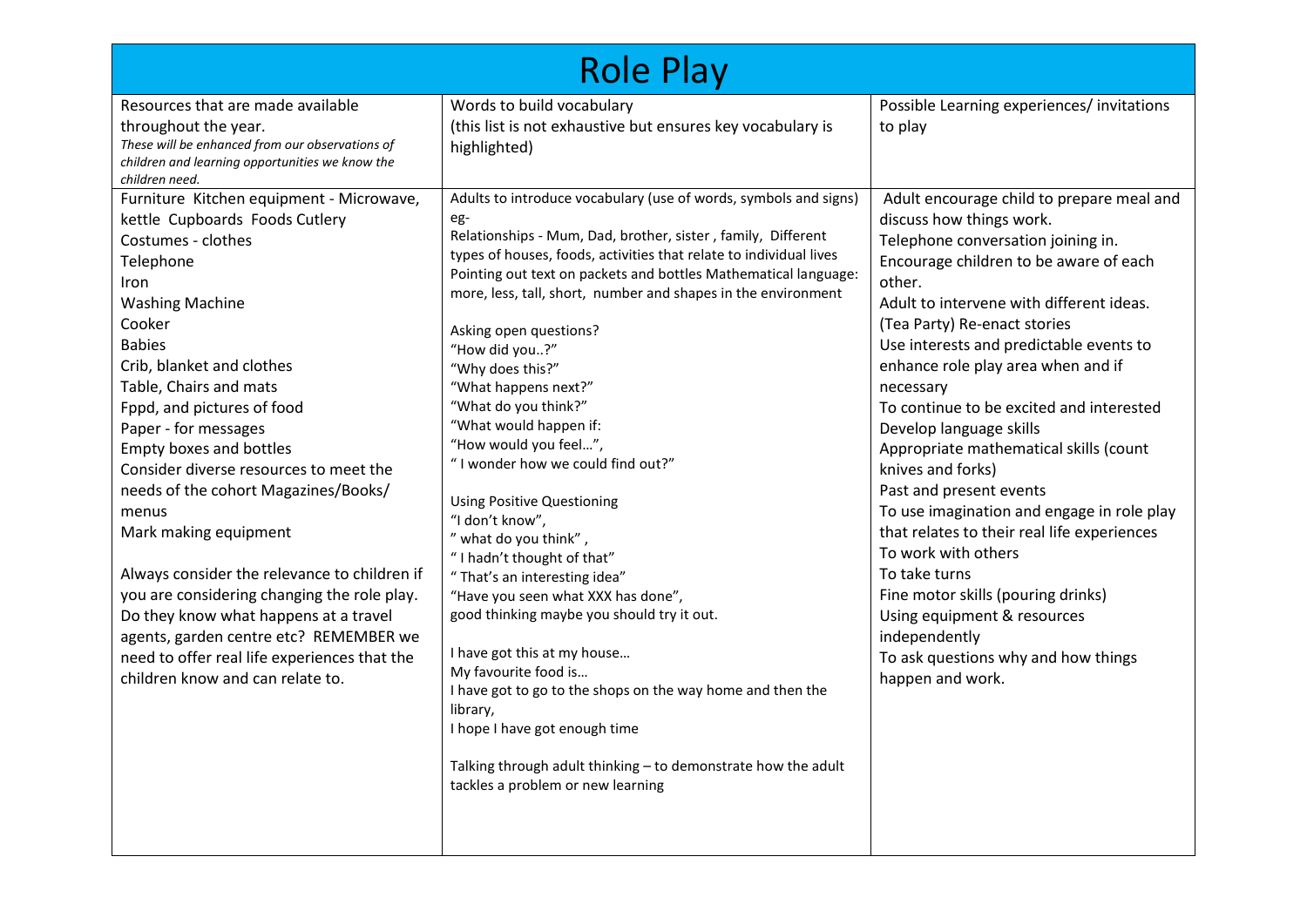# Role Play

| Resources that are made available throughout the year. *These will be enhanced from our observations of children and learning opportunities we know the children need.* | Words to build vocabulary (this list is not exhaustive but ensures key vocabulary is highlighted) | Possible Learning experiences/ invitations to play |
| --- | --- | --- |
| Furniture Kitchen equipment - Microwave, kettle Cupboards Foods Cutlery<br>Costumes - clothes<br>Telephone<br>Iron<br>Washing Machine<br>Cooker<br>Babies<br>Crib, blanket and clothes<br>Table, Chairs and mats<br>Fppd, and pictures of food<br>Paper - for messages<br>Empty boxes and bottles<br>Consider diverse resources to meet the needs of the cohort Magazines/Books/ menus<br>Mark making equipment<br><br>Always consider the relevance to children if you are considering changing the role play. Do they know what happens at a travel agents, garden centre etc? REMEMBER we need to offer real life experiences that the children know and can relate to. | Adults to introduce vocabulary (use of words, symbols and signs) eg-<br>Relationships - Mum, Dad, brother, sister , family, Different types of houses, foods, activities that relate to individual lives Pointing out text on packets and bottles Mathematical language: more, less, tall, short, number and shapes in the environment<br><br>Asking open questions?<br>"How did you..?"<br>"Why does this?"<br>"What happens next?"<br>"What do you think?"<br>"What would happen if:<br>"How would you feel…",<br>" I wonder how we could find out?"<br><br>Using Positive Questioning<br>"I don't know",<br>" what do you think" ,<br>" I hadn't thought of that"<br>" That's an interesting idea"<br>"Have you seen what XXX has done",<br>good thinking maybe you should try it out.<br><br>I have got this at my house…<br>My favourite food is…<br>I have got to go to the shops on the way home and then the library,<br>I hope I have got enough time<br><br>Talking through adult thinking – to demonstrate how the adult tackles a problem or new learning | Adult encourage child to prepare meal and discuss how things work.<br>Telephone conversation joining in.<br>Encourage children to be aware of each other.<br>Adult to intervene with different ideas. (Tea Party) Re-enact stories<br>Use interests and predictable events to enhance role play area when and if necessary<br>To continue to be excited and interested<br>Develop language skills<br>Appropriate mathematical skills (count knives and forks)<br>Past and present events<br>To use imagination and engage in role play that relates to their real life experiences<br>To work with others<br>To take turns<br>Fine motor skills (pouring drinks)<br>Using equipment & resources independently<br>To ask questions why and how things happen and work. |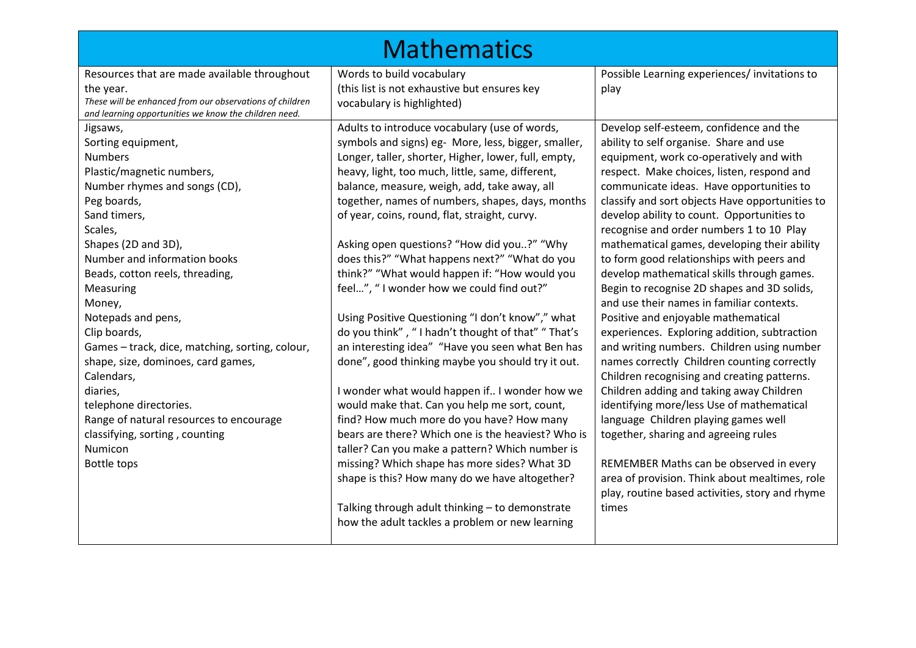# Mathematics

| Resources that are made available throughout the year.<br>*These will be enhanced from our observations of children and learning opportunities we know the children need.* | Words to build vocabulary<br>(this list is not exhaustive but ensures key vocabulary is highlighted) | Possible Learning experiences/ invitations to play |
|---|---|---|
| Jigsaws,<br>Sorting equipment,<br>Numbers<br>Plastic/magnetic numbers,<br>Number rhymes and songs (CD),<br>Peg boards,<br>Sand timers,<br>Scales,<br>Shapes (2D and 3D),<br>Number and information books<br>Beads, cotton reels, threading,<br>Measuring<br>Money,<br>Notepads and pens,<br>Clip boards,<br>Games – track, dice, matching, sorting, colour, shape, size, dominoes, card games,<br>Calendars,<br>diaries,<br>telephone directories.<br>Range of natural resources to encourage classifying, sorting , counting<br>Numicon<br>Bottle tops | Adults to introduce vocabulary (use of words, symbols and signs) eg- More, less, bigger, smaller, Longer, taller, shorter, Higher, lower, full, empty, heavy, light, too much, little, same, different, balance, measure, weigh, add, take away, all together, names of numbers, shapes, days, months of year, coins, round, flat, straight, curvy.<br><br>Asking open questions? "How did you..?" "Why does this?" "What happens next?" "What do you think?" "What would happen if: "How would you feel…", " I wonder how we could find out?"<br><br>Using Positive Questioning "I don't know"," what do you think" , " I hadn't thought of that" " That's an interesting idea" "Have you seen what Ben has done", good thinking maybe you should try it out.<br><br>I wonder what would happen if.. I wonder how we would make that. Can you help me sort, count, find? How much more do you have? How many bears are there? Which one is the heaviest? Who is taller? Can you make a pattern? Which number is missing? Which shape has more sides? What 3D shape is this? How many do we have altogether?<br><br>Talking through adult thinking – to demonstrate how the adult tackles a problem or new learning | Develop self-esteem, confidence and the ability to self organise. Share and use equipment, work co-operatively and with respect. Make choices, listen, respond and communicate ideas. Have opportunities to classify and sort objects Have opportunities to develop ability to count. Opportunities to recognise and order numbers 1 to 10 Play mathematical games, developing their ability to form good relationships with peers and develop mathematical skills through games. Begin to recognise 2D shapes and 3D solids, and use their names in familiar contexts. Positive and enjoyable mathematical experiences. Exploring addition, subtraction and writing numbers. Children using number names correctly Children counting correctly Children recognising and creating patterns. Children adding and taking away Children identifying more/less Use of mathematical language Children playing games well together, sharing and agreeing rules<br><br>REMEMBER Maths can be observed in every area of provision. Think about mealtimes, role play, routine based activities, story and rhyme times |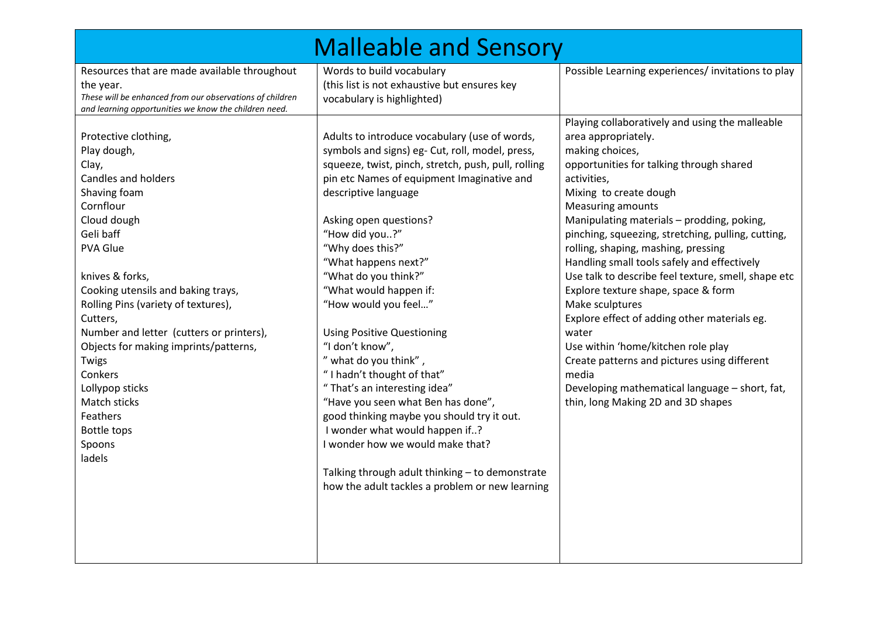# Malleable and Sensory

| Resources that are made available throughout the year.<br>*These will be enhanced from our observations of children and learning opportunities we know the children need.* | Words to build vocabulary<br>(this list is not exhaustive but ensures key vocabulary is highlighted) | Possible Learning experiences/ invitations to play |
|---|---|---|
| Protective clothing,<br>Play dough,<br>Clay,<br>Candles and holders<br>Shaving foam<br>Cornflour<br>Cloud dough<br>Geli baff<br>PVA Glue<br><br>knives & forks,<br>Cooking utensils and baking trays,<br>Rolling Pins (variety of textures),<br>Cutters,<br>Number and letter (cutters or printers),<br>Objects for making imprints/patterns,<br>Twigs<br>Conkers<br>Lollypop sticks<br>Match sticks<br>Feathers<br>Bottle tops<br>Spoons<br>ladels | Adults to introduce vocabulary (use of words, symbols and signs) eg- Cut, roll, model, press, squeeze, twist, pinch, stretch, push, pull, rolling pin etc Names of equipment Imaginative and descriptive language<br><br>Asking open questions?<br>"How did you..?"<br>"Why does this?"<br>"What happens next?"<br>"What do you think?"<br>"What would happen if:<br>"How would you feel…"<br><br>Using Positive Questioning<br>"I don't know",<br>" what do you think" ,<br>" I hadn't thought of that"<br>" That's an interesting idea"<br>"Have you seen what Ben has done",<br>good thinking maybe you should try it out.<br>I wonder what would happen if..?<br>I wonder how we would make that?<br><br>Talking through adult thinking – to demonstrate how the adult tackles a problem or new learning | Playing collaboratively and using the malleable area appropriately.<br>making choices,<br>opportunities for talking through shared activities,<br>Mixing to create dough<br>Measuring amounts<br>Manipulating materials – prodding, poking, pinching, squeezing, stretching, pulling, cutting, rolling, shaping, mashing, pressing<br>Handling small tools safely and effectively<br>Use talk to describe feel texture, smell, shape etc<br>Explore texture shape, space & form<br>Make sculptures<br>Explore effect of adding other materials eg. water<br>Use within 'home/kitchen role play<br>Create patterns and pictures using different media<br>Developing mathematical language – short, fat, thin, long Making 2D and 3D shapes |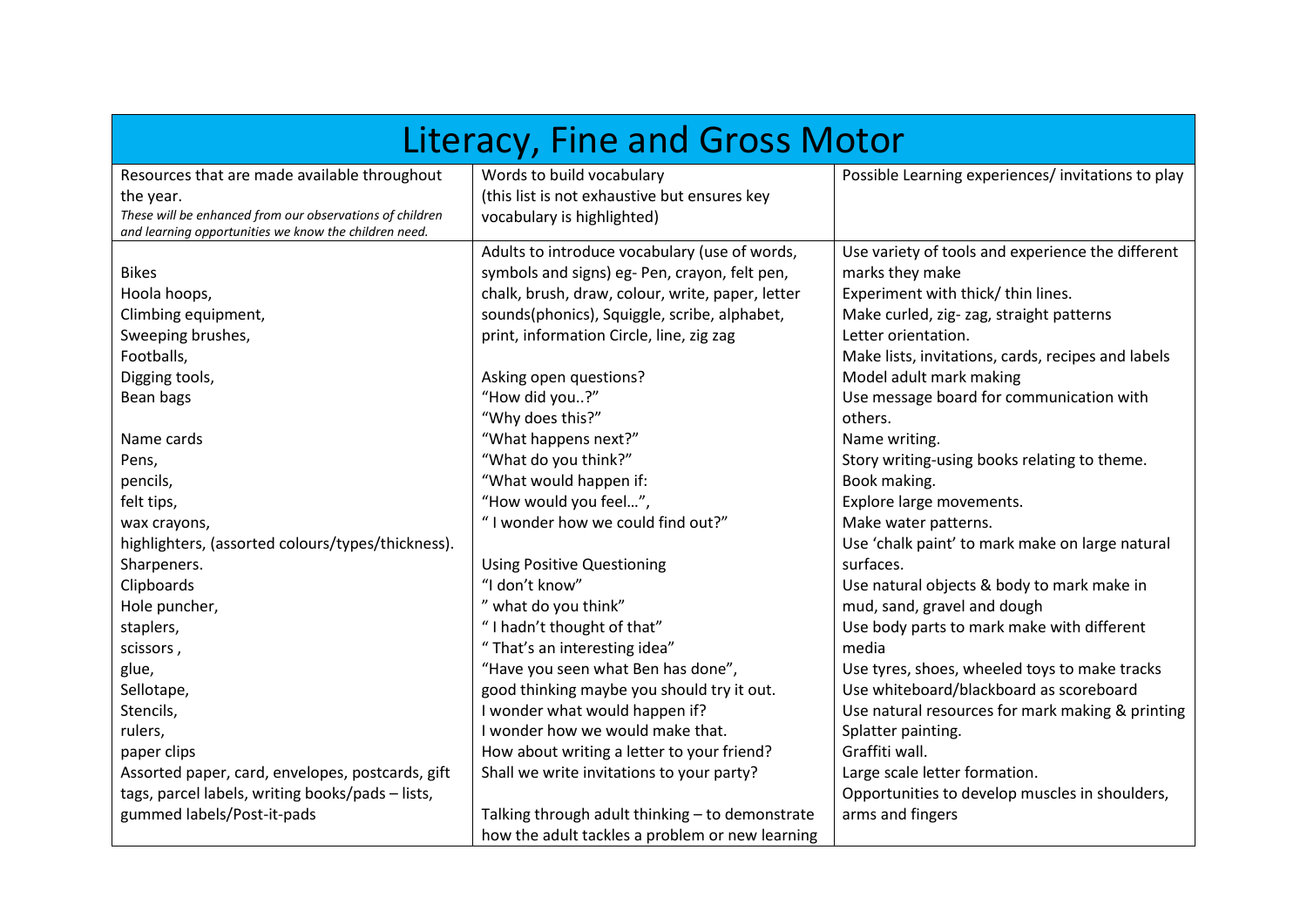| Literacy, Fine and Gross Motor | | |
|---|---|---|
| Resources that are made available throughout the year.<br>*These will be enhanced from our observations of children and learning opportunities we know the children need.* | Words to build vocabulary<br>(this list is not exhaustive but ensures key vocabulary is highlighted) | Possible Learning experiences/ invitations to play |
| Bikes<br>Hoola hoops,<br>Climbing equipment,<br>Sweeping brushes,<br>Footballs,<br>Digging tools,<br>Bean bags<br><br>Name cards<br>Pens,<br>pencils,<br>felt tips,<br>wax crayons,<br>highlighters, (assorted colours/types/thickness).<br>Sharpeners.<br>Clipboards<br>Hole puncher,<br>staplers,<br>scissors ,<br>glue,<br>Sellotape,<br>Stencils,<br>rulers,<br>paper clips<br>Assorted paper, card, envelopes, postcards, gift tags, parcel labels, writing books/pads – lists, gummed labels/Post-it-pads | Adults to introduce vocabulary (use of words, symbols and signs) eg- Pen, crayon, felt pen, chalk, brush, draw, colour, write, paper, letter sounds(phonics), Squiggle, scribe, alphabet, print, information Circle, line, zig zag<br><br>Asking open questions?<br>"How did you..?"<br>"Why does this?"<br>"What happens next?"<br>"What do you think?"<br>"What would happen if:<br>"How would you feel…",<br>" I wonder how we could find out?"<br><br>Using Positive Questioning<br>"I don't know"<br>" what do you think"<br>" I hadn't thought of that"<br>" That's an interesting idea"<br>"Have you seen what Ben has done",<br>good thinking maybe you should try it out.<br>I wonder what would happen if?<br>I wonder how we would make that.<br>How about writing a letter to your friend?<br>Shall we write invitations to your party?<br><br>Talking through adult thinking – to demonstrate how the adult tackles a problem or new learning | Use variety of tools and experience the different marks they make<br>Experiment with thick/ thin lines.<br>Make curled, zig- zag, straight patterns<br>Letter orientation.<br>Make lists, invitations, cards, recipes and labels<br>Model adult mark making<br>Use message board for communication with others.<br>Name writing.<br>Story writing-using books relating to theme.<br>Book making.<br>Explore large movements.<br>Make water patterns.<br>Use 'chalk paint' to mark make on large natural surfaces.<br>Use natural objects & body to mark make in mud, sand, gravel and dough<br>Use body parts to mark make with different media<br>Use tyres, shoes, wheeled toys to make tracks<br>Use whiteboard/blackboard as scoreboard<br>Use natural resources for mark making & printing<br>Splatter painting.<br>Graffiti wall.<br>Large scale letter formation.<br>Opportunities to develop muscles in shoulders, arms and fingers |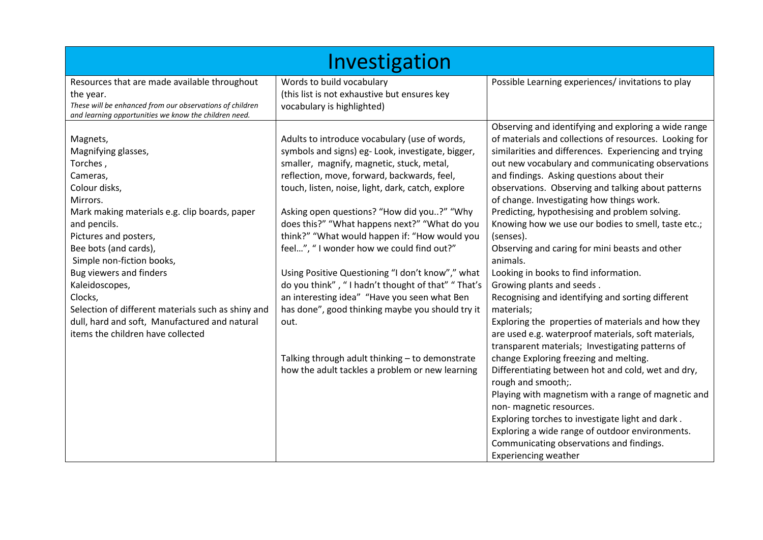# Investigation

| Resources that are made available throughout the year.<br>*These will be enhanced from our observations of children and learning opportunities we know the children need.* | Words to build vocabulary<br>(this list is not exhaustive but ensures key vocabulary is highlighted) | Possible Learning experiences/ invitations to play |
|---|---|---|
| Magnets,<br>Magnifying glasses,<br>Torches ,<br>Cameras,<br>Colour disks,<br>Mirrors.<br>Mark making materials e.g. clip boards, paper and pencils.<br>Pictures and posters,<br>Bee bots (and cards),<br>Simple non-fiction books,<br>Bug viewers and finders<br>Kaleidoscopes,<br>Clocks,<br>Selection of different materials such as shiny and dull, hard and soft, Manufactured and natural items the children have collected | Adults to introduce vocabulary (use of words, symbols and signs) eg- Look, investigate, bigger, smaller, magnify, magnetic, stuck, metal, reflection, move, forward, backwards, feel, touch, listen, noise, light, dark, catch, explore<br><br>Asking open questions? "How did you..?" "Why does this?" "What happens next?" "What do you think?" "What would happen if: "How would you feel…", " I wonder how we could find out?"<br><br>Using Positive Questioning "I don't know"," what do you think" , " I hadn't thought of that" " That's an interesting idea" "Have you seen what Ben has done", good thinking maybe you should try it out.<br><br>Talking through adult thinking – to demonstrate how the adult tackles a problem or new learning | Observing and identifying and exploring a wide range of materials and collections of resources. Looking for similarities and differences. Experiencing and trying out new vocabulary and communicating observations and findings. Asking questions about their observations. Observing and talking about patterns of change. Investigating how things work.<br>Predicting, hypothesising and problem solving.<br>Knowing how we use our bodies to smell, taste etc.; (senses).<br>Observing and caring for mini beasts and other animals.<br>Looking in books to find information.<br>Growing plants and seeds .<br>Recognising and identifying and sorting different materials;<br>Exploring the properties of materials and how they are used e.g. waterproof materials, soft materials, transparent materials; Investigating patterns of change Exploring freezing and melting.<br>Differentiating between hot and cold, wet and dry, rough and smooth;.<br>Playing with magnetism with a range of magnetic and non- magnetic resources.<br>Exploring torches to investigate light and dark .<br>Exploring a wide range of outdoor environments.<br>Communicating observations and findings.<br>Experiencing weather |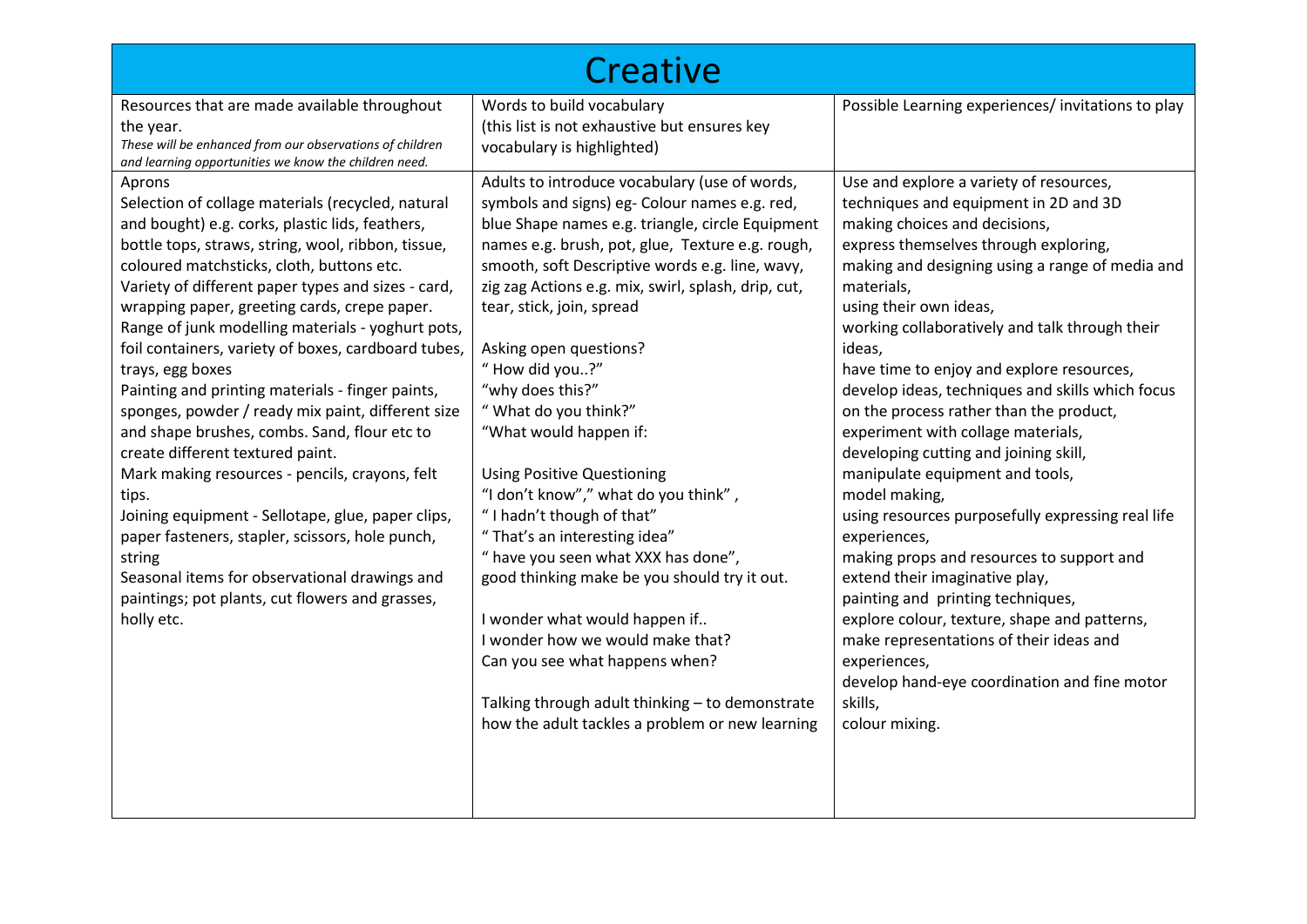# Creative

| Resources that are made available throughout the year.<br>*These will be enhanced from our observations of children and learning opportunities we know the children need.* | Words to build vocabulary<br>(this list is not exhaustive but ensures key vocabulary is highlighted) | Possible Learning experiences/ invitations to play |
|---|---|---|
| Aprons<br>Selection of collage materials (recycled, natural and bought) e.g. corks, plastic lids, feathers, bottle tops, straws, string, wool, ribbon, tissue, coloured matchsticks, cloth, buttons etc.<br>Variety of different paper types and sizes - card, wrapping paper, greeting cards, crepe paper.<br>Range of junk modelling materials - yoghurt pots, foil containers, variety of boxes, cardboard tubes, trays, egg boxes<br>Painting and printing materials - finger paints, sponges, powder / ready mix paint, different size and shape brushes, combs. Sand, flour etc to create different textured paint.<br>Mark making resources - pencils, crayons, felt tips.<br>Joining equipment - Sellotape, glue, paper clips, paper fasteners, stapler, scissors, hole punch, string<br>Seasonal items for observational drawings and paintings; pot plants, cut flowers and grasses, holly etc. | Adults to introduce vocabulary (use of words, symbols and signs) eg- Colour names e.g. red, blue Shape names e.g. triangle, circle Equipment names e.g. brush, pot, glue, Texture e.g. rough, smooth, soft Descriptive words e.g. line, wavy, zig zag Actions e.g. mix, swirl, splash, drip, cut, tear, stick, join, spread<br><br>Asking open questions?<br>" How did you..?"<br>"why does this?"<br>" What do you think?"<br>"What would happen if:<br><br>Using Positive Questioning<br>"I don't know"," what do you think" ,<br>" I hadn't though of that"<br>" That's an interesting idea"<br>" have you seen what XXX has done",<br>good thinking make be you should try it out.<br><br>I wonder what would happen if..<br>I wonder how we would make that?<br>Can you see what happens when?<br><br>Talking through adult thinking – to demonstrate how the adult tackles a problem or new learning | Use and explore a variety of resources, techniques and equipment in 2D and 3D<br>making choices and decisions,<br>express themselves through exploring,<br>making and designing using a range of media and materials,<br>using their own ideas,<br>working collaboratively and talk through their ideas,<br>have time to enjoy and explore resources,<br>develop ideas, techniques and skills which focus on the process rather than the product,<br>experiment with collage materials,<br>developing cutting and joining skill,<br>manipulate equipment and tools,<br>model making,<br>using resources purposefully expressing real life experiences,<br>making props and resources to support and extend their imaginative play,<br>painting and printing techniques,<br>explore colour, texture, shape and patterns,<br>make representations of their ideas and experiences,<br>develop hand-eye coordination and fine motor skills,<br>colour mixing. |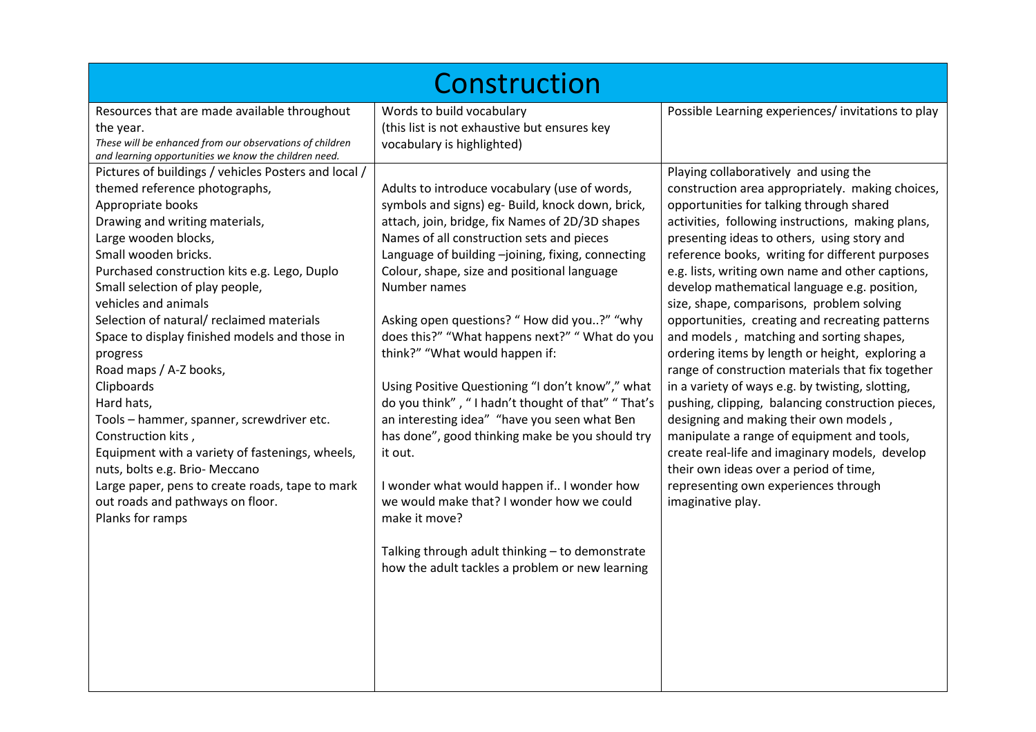# Construction

| Resources that are made available throughout the year.<br>*These will be enhanced from our observations of children and learning opportunities we know the children need.* | Words to build vocabulary<br>(this list is not exhaustive but ensures key vocabulary is highlighted) | Possible Learning experiences/ invitations to play |
|---|---|---|
| Pictures of buildings / vehicles Posters and local / themed reference photographs,<br>Appropriate books<br>Drawing and writing materials,<br>Large wooden blocks,<br>Small wooden bricks.<br>Purchased construction kits e.g. Lego, Duplo<br>Small selection of play people,<br>vehicles and animals<br>Selection of natural/ reclaimed materials<br>Space to display finished models and those in progress<br>Road maps / A-Z books,<br>Clipboards<br>Hard hats,<br>Tools – hammer, spanner, screwdriver etc.<br>Construction kits ,<br>Equipment with a variety of fastenings, wheels, nuts, bolts e.g. Brio- Meccano<br>Large paper, pens to create roads, tape to mark out roads and pathways on floor.<br>Planks for ramps | Adults to introduce vocabulary (use of words, symbols and signs) eg- Build, knock down, brick, attach, join, bridge, fix Names of 2D/3D shapes<br>Names of all construction sets and pieces<br>Language of building –joining, fixing, connecting<br>Colour, shape, size and positional language<br>Number names<br><br>Asking open questions? " How did you..?" "why does this?" "What happens next?" " What do you think?" "What would happen if:<br><br>Using Positive Questioning "I don't know"," what do you think" , " I hadn't thought of that" " That's an interesting idea" "have you seen what Ben has done", good thinking make be you should try it out.<br><br>I wonder what would happen if.. I wonder how we would make that? I wonder how we could make it move?<br><br>Talking through adult thinking – to demonstrate how the adult tackles a problem or new learning | Playing collaboratively and using the construction area appropriately. making choices, opportunities for talking through shared activities, following instructions, making plans, presenting ideas to others, using story and reference books, writing for different purposes e.g. lists, writing own name and other captions, develop mathematical language e.g. position, size, shape, comparisons, problem solving opportunities, creating and recreating patterns and models , matching and sorting shapes, ordering items by length or height, exploring a range of construction materials that fix together in a variety of ways e.g. by twisting, slotting, pushing, clipping, balancing construction pieces, designing and making their own models , manipulate a range of equipment and tools, create real-life and imaginary models, develop their own ideas over a period of time, representing own experiences through imaginative play. |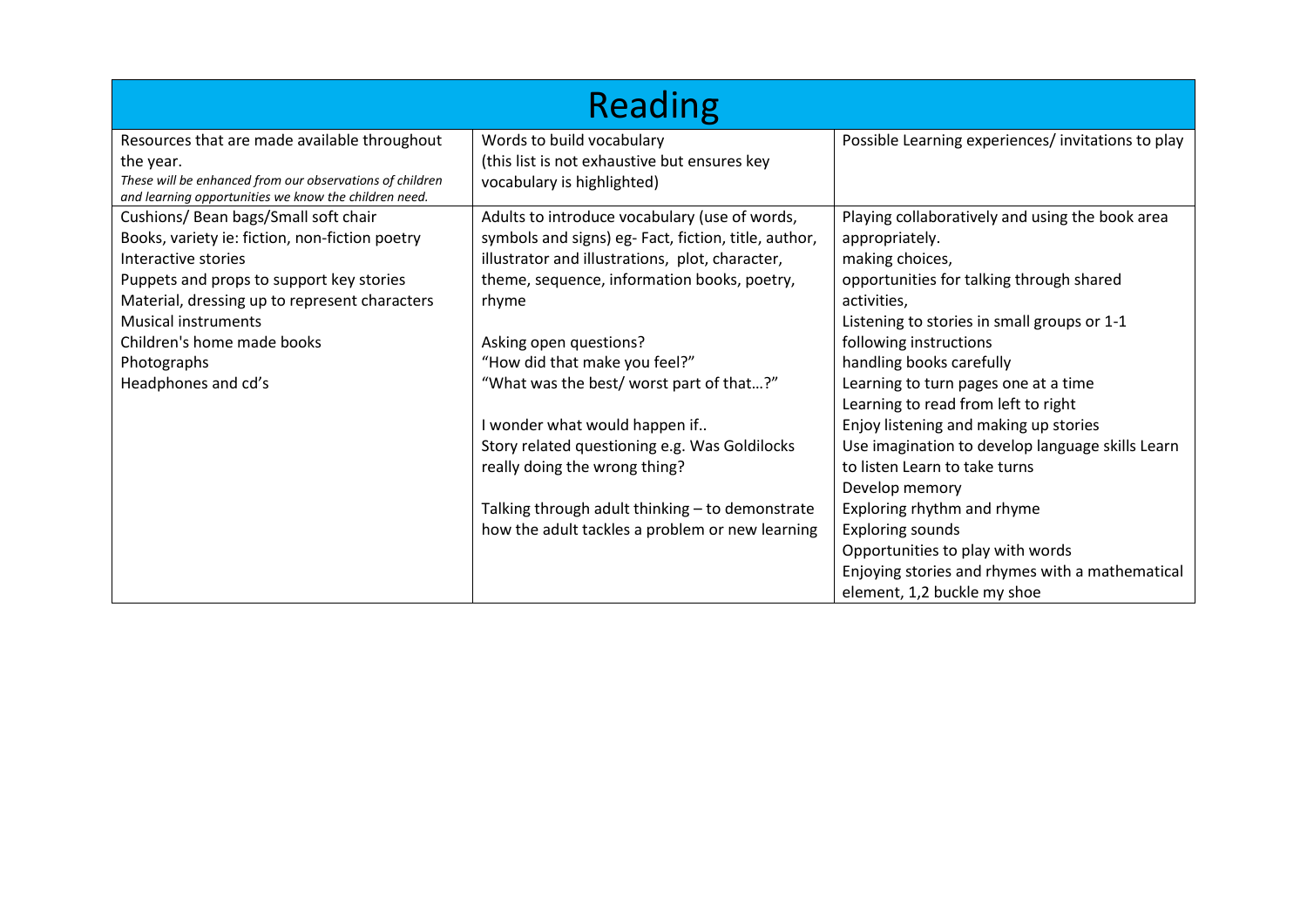# Reading

| Resources that are made available throughout the year.<br>*These will be enhanced from our observations of children and learning opportunities we know the children need.* | Words to build vocabulary<br>(this list is not exhaustive but ensures key vocabulary is highlighted) | Possible Learning experiences/ invitations to play |
|---|---|---|
| Cushions/ Bean bags/Small soft chair<br>Books, variety ie: fiction, non-fiction poetry<br>Interactive stories<br>Puppets and props to support key stories<br>Material, dressing up to represent characters<br>Musical instruments<br>Children's home made books<br>Photographs<br>Headphones and cd's | Adults to introduce vocabulary (use of words, symbols and signs) eg- Fact, fiction, title, author, illustrator and illustrations, plot, character, theme, sequence, information books, poetry, rhyme<br><br>Asking open questions?<br>"How did that make you feel?"<br>"What was the best/ worst part of that…?"<br><br>I wonder what would happen if..<br>Story related questioning e.g. Was Goldilocks really doing the wrong thing?<br><br>Talking through adult thinking – to demonstrate how the adult tackles a problem or new learning | Playing collaboratively and using the book area appropriately.<br>making choices,<br>opportunities for talking through shared activities,<br>Listening to stories in small groups or 1-1<br>following instructions<br>handling books carefully<br>Learning to turn pages one at a time<br>Learning to read from left to right<br>Enjoy listening and making up stories<br>Use imagination to develop language skills Learn to listen Learn to take turns<br>Develop memory<br>Exploring rhythm and rhyme<br>Exploring sounds<br>Opportunities to play with words<br>Enjoying stories and rhymes with a mathematical element, 1,2 buckle my shoe |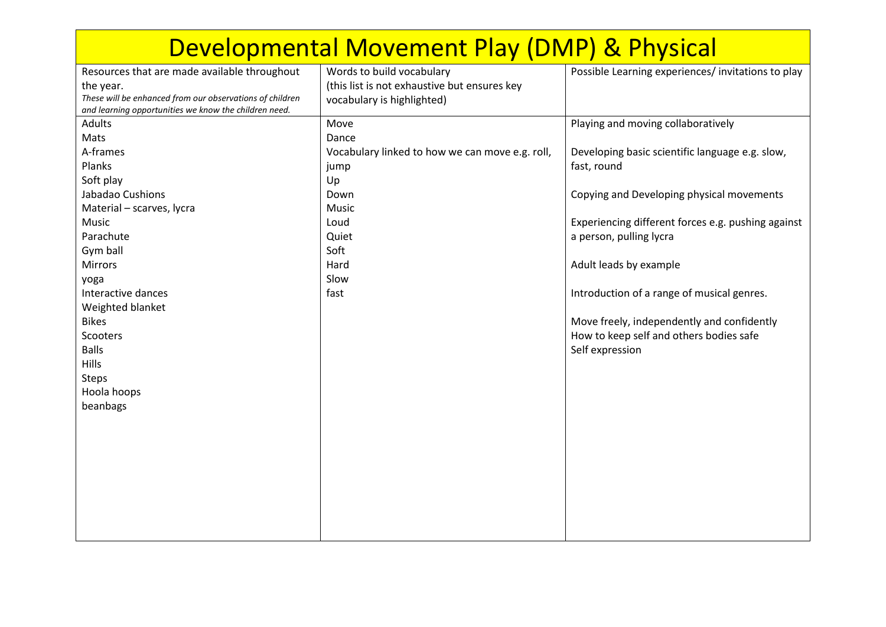# Developmental Movement Play (DMP) & Physical

| Resources that are made available throughout the year. *These will be enhanced from our observations of children and learning opportunities we know the children need.* | Words to build vocabulary (this list is not exhaustive but ensures key vocabulary is highlighted) | Possible Learning experiences/ invitations to play |
|---|---|---|
| Adults<br>Mats<br>A-frames<br>Planks<br>Soft play<br>Jabadao Cushions<br>Material – scarves, lycra<br>Music<br>Parachute<br>Gym ball<br>Mirrors<br>yoga<br>Interactive dances<br>Weighted blanket<br>Bikes<br>Scooters<br>Balls<br>Hills<br>Steps<br>Hoola hoops<br>beanbags | Move<br>Dance<br>Vocabulary linked to how we can move e.g. roll, jump<br>Up<br>Down<br>Music<br>Loud<br>Quiet<br>Soft<br>Hard<br>Slow<br>fast | Playing and moving collaboratively<br><br>Developing basic scientific language e.g. slow, fast, round<br><br>Copying and Developing physical movements<br><br>Experiencing different forces e.g. pushing against a person, pulling lycra<br><br>Adult leads by example<br><br>Introduction of a range of musical genres.<br><br>Move freely, independently and confidently<br>How to keep self and others bodies safe<br>Self expression |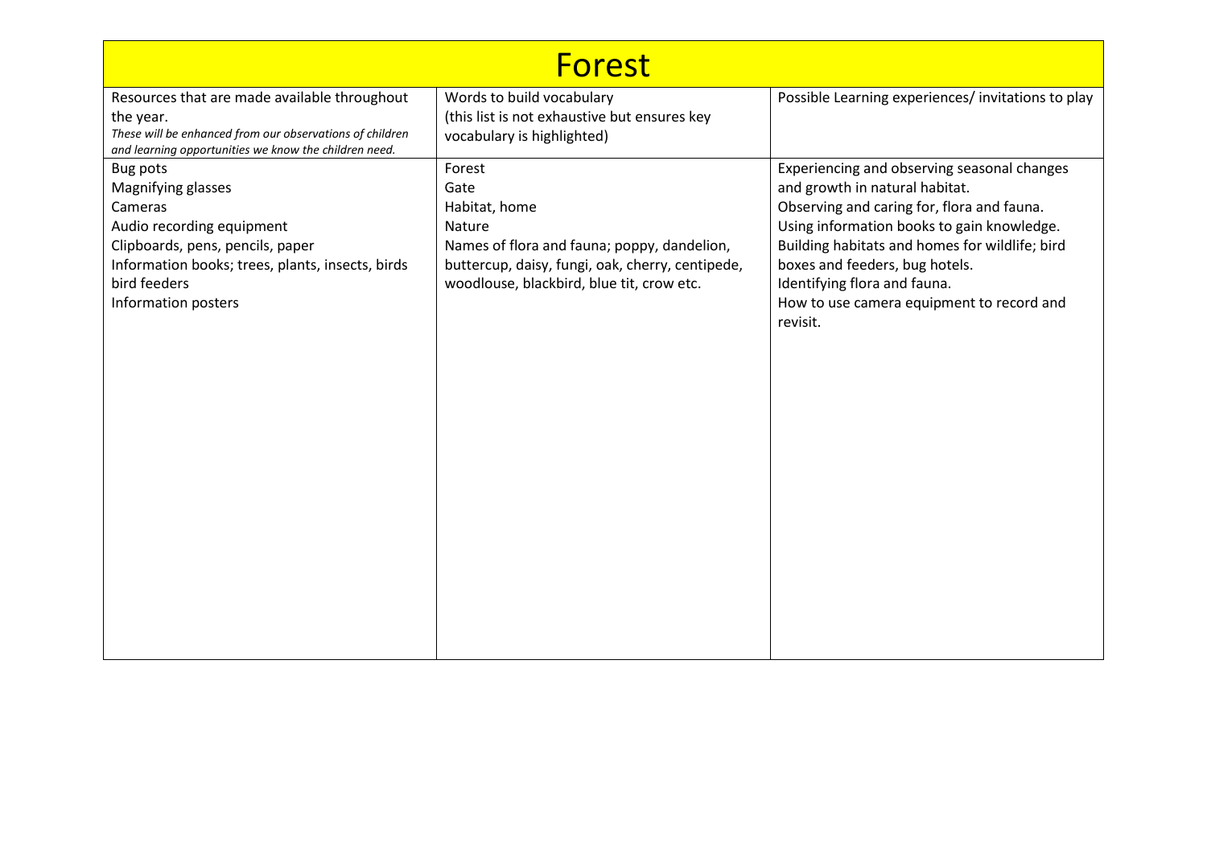# Forest

| Resources that are made available throughout the year.<br>*These will be enhanced from our observations of children and learning opportunities we know the children need.* | Words to build vocabulary<br>(this list is not exhaustive but ensures key vocabulary is highlighted) | Possible Learning experiences/ invitations to play |
|---|---|---|
| Bug pots<br>Magnifying glasses<br>Cameras<br>Audio recording equipment<br>Clipboards, pens, pencils, paper<br>Information books; trees, plants, insects, birds<br>bird feeders<br>Information posters | Forest<br>Gate<br>Habitat, home<br>Nature<br>Names of flora and fauna; poppy, dandelion, buttercup, daisy, fungi, oak, cherry, centipede, woodlouse, blackbird, blue tit, crow etc. | Experiencing and observing seasonal changes and growth in natural habitat.<br>Observing and caring for, flora and fauna.<br>Using information books to gain knowledge.<br>Building habitats and homes for wildlife; bird boxes and feeders, bug hotels.<br>Identifying flora and fauna.<br>How to use camera equipment to record and revisit. |